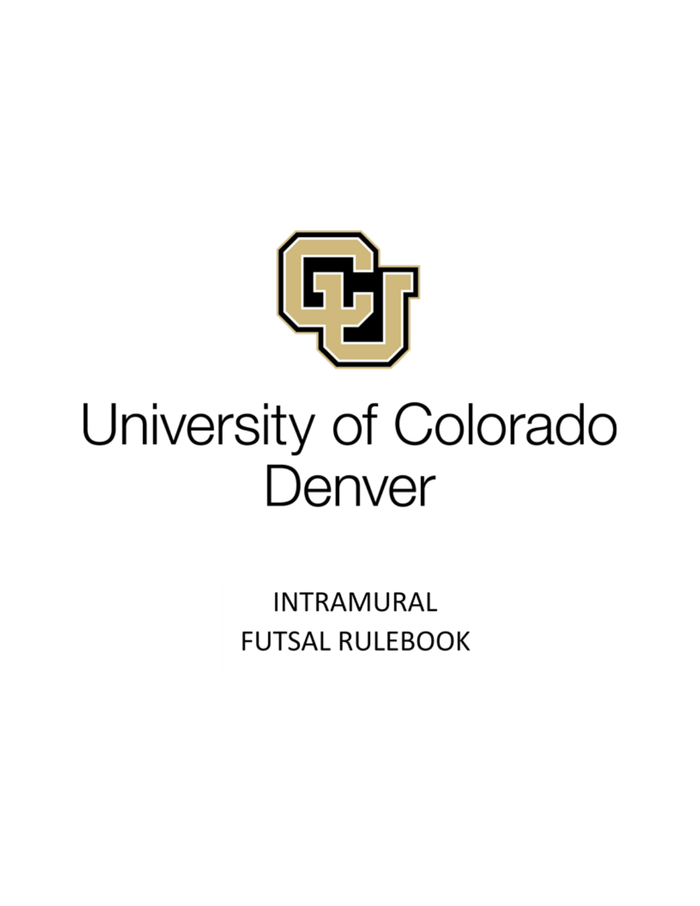# University of Colorado Denver

## INTRAMURAL FUTSAL RULEBOOK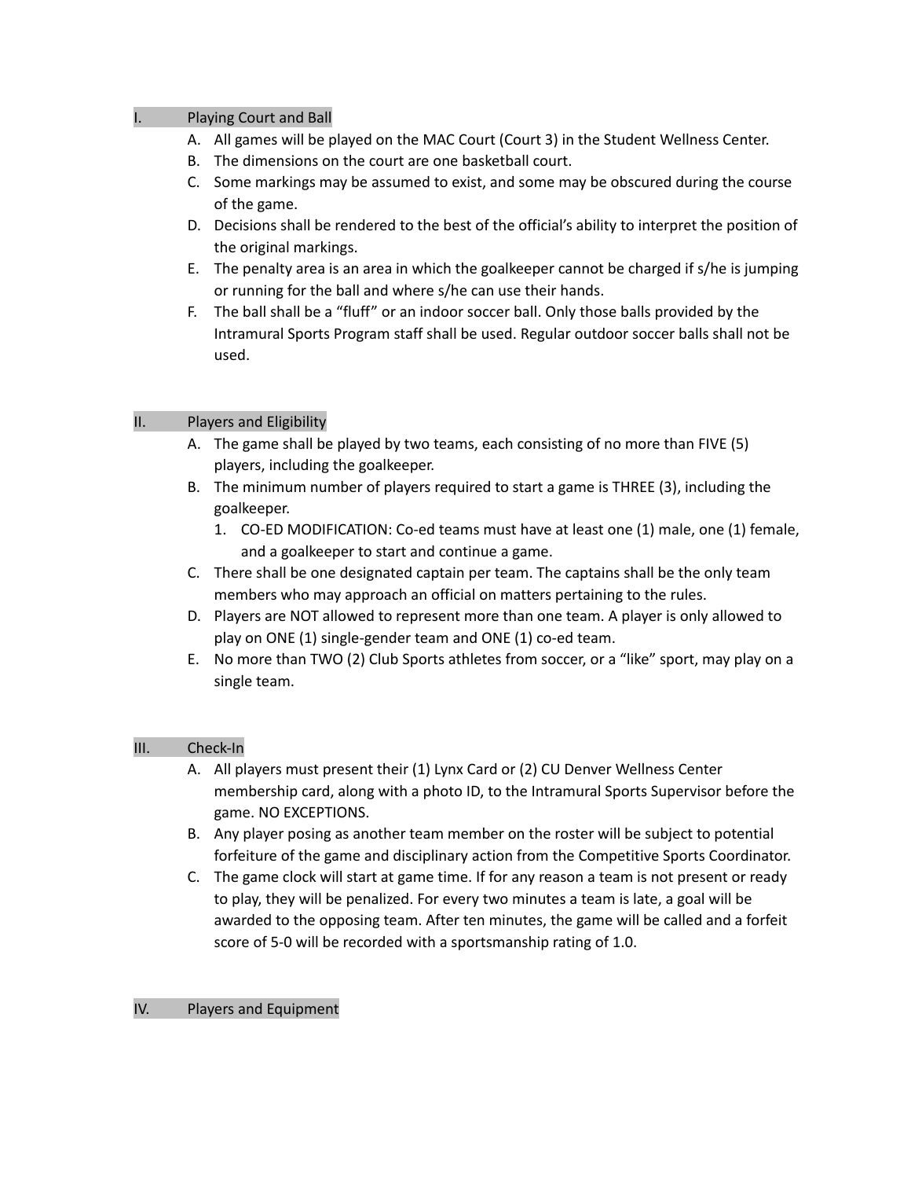## I. Playing Court and Ball

A. All games will be played on the MAC Court (Court 3) in the Student Wellness Center.

B. The dimensions on the court are one basketball court.

C. Some markings may be assumed to exist, and some may be obscured during the course of the game.

D. Decisions shall be rendered to the best of the official's ability to interpret the position of the original markings.

E. The penalty area is an area in which the goalkeeper cannot be charged if s/he is jumping or running for the ball and where s/he can use their hands.

F. The ball shall be a "fluff" or an indoor soccer ball. Only those balls provided by the Intramural Sports Program staff shall be used. Regular outdoor soccer balls shall not be used.

## II. Players and Eligibility

A. The game shall be played by two teams, each consisting of no more than FIVE (5) players, including the goalkeeper.

B. The minimum number of players required to start a game is THREE (3), including the goalkeeper.

1. CO-ED MODIFICATION: Co-ed teams must have at least one (1) male, one (1) female, and a goalkeeper to start and continue a game.

C. There shall be one designated captain per team. The captains shall be the only team members who may approach an official on matters pertaining to the rules.

D. Players are NOT allowed to represent more than one team. A player is only allowed to play on ONE (1) single-gender team and ONE (1) co-ed team.

E. No more than TWO (2) Club Sports athletes from soccer, or a "like" sport, may play on a single team.

## III. Check-In

A. All players must present their (1) Lynx Card or (2) CU Denver Wellness Center membership card, along with a photo ID, to the Intramural Sports Supervisor before the game. NO EXCEPTIONS.

B. Any player posing as another team member on the roster will be subject to potential forfeiture of the game and disciplinary action from the Competitive Sports Coordinator.

C. The game clock will start at game time. If for any reason a team is not present or ready to play, they will be penalized. For every two minutes a team is late, a goal will be awarded to the opposing team. After ten minutes, the game will be called and a forfeit score of 5-0 will be recorded with a sportsmanship rating of 1.0.

## IV. Players and Equipment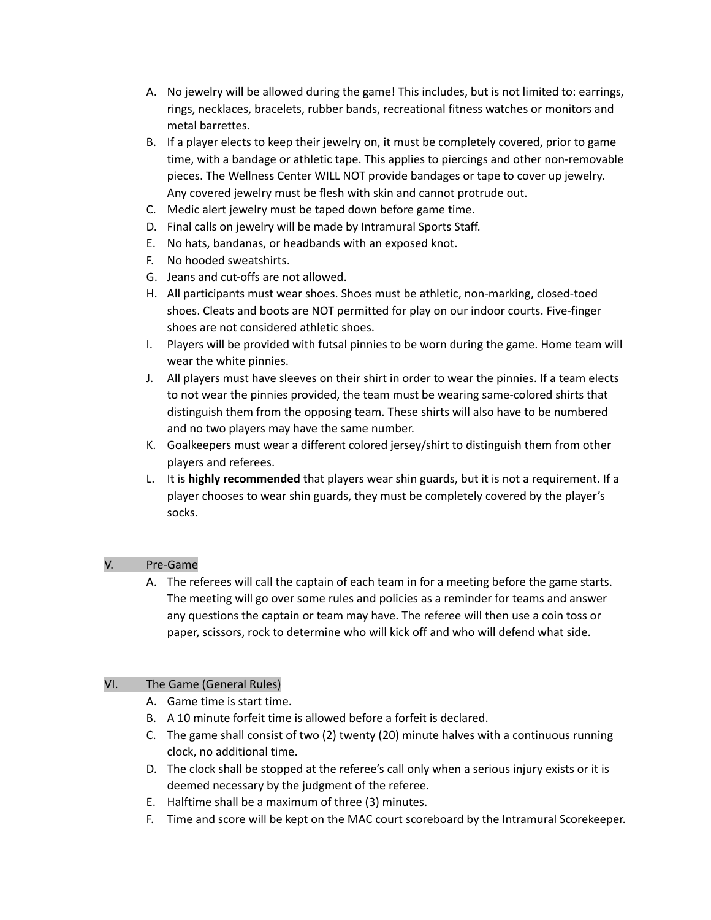A. No jewelry will be allowed during the game! This includes, but is not limited to: earrings, rings, necklaces, bracelets, rubber bands, recreational fitness watches or monitors and metal barrettes.
B. If a player elects to keep their jewelry on, it must be completely covered, prior to game time, with a bandage or athletic tape. This applies to piercings and other non-removable pieces. The Wellness Center WILL NOT provide bandages or tape to cover up jewelry. Any covered jewelry must be flesh with skin and cannot protrude out.
C. Medic alert jewelry must be taped down before game time.
D. Final calls on jewelry will be made by Intramural Sports Staff.
E. No hats, bandanas, or headbands with an exposed knot.
F. No hooded sweatshirts.
G. Jeans and cut-offs are not allowed.
H. All participants must wear shoes. Shoes must be athletic, non-marking, closed-toed shoes. Cleats and boots are NOT permitted for play on our indoor courts. Five-finger shoes are not considered athletic shoes.
I. Players will be provided with futsal pinnies to be worn during the game. Home team will wear the white pinnies.
J. All players must have sleeves on their shirt in order to wear the pinnies. If a team elects to not wear the pinnies provided, the team must be wearing same-colored shirts that distinguish them from the opposing team. These shirts will also have to be numbered and no two players may have the same number.
K. Goalkeepers must wear a different colored jersey/shirt to distinguish them from other players and referees.
L. It is **highly recommended** that players wear shin guards, but it is not a requirement. If a player chooses to wear shin guards, they must be completely covered by the player's socks.

## V. Pre-Game

A. The referees will call the captain of each team in for a meeting before the game starts. The meeting will go over some rules and policies as a reminder for teams and answer any questions the captain or team may have. The referee will then use a coin toss or paper, scissors, rock to determine who will kick off and who will defend what side.

## VI. The Game (General Rules)

A. Game time is start time.
B. A 10 minute forfeit time is allowed before a forfeit is declared.
C. The game shall consist of two (2) twenty (20) minute halves with a continuous running clock, no additional time.
D. The clock shall be stopped at the referee's call only when a serious injury exists or it is deemed necessary by the judgment of the referee.
E. Halftime shall be a maximum of three (3) minutes.
F. Time and score will be kept on the MAC court scoreboard by the Intramural Scorekeeper.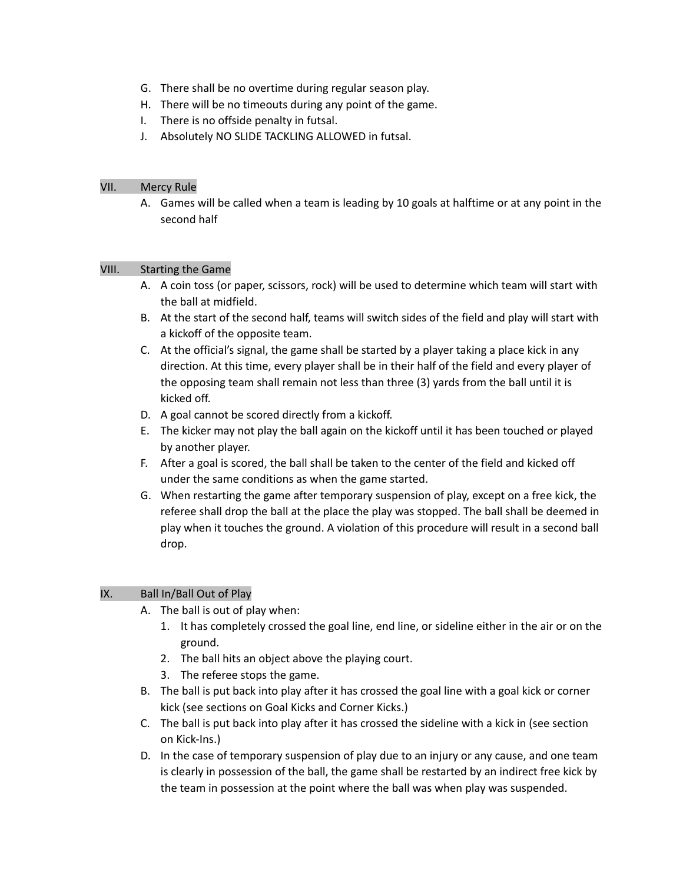G. There shall be no overtime during regular season play.
H. There will be no timeouts during any point of the game.
I. There is no offside penalty in futsal.
J. Absolutely NO SLIDE TACKLING ALLOWED in futsal.

## VII. Mercy Rule

A. Games will be called when a team is leading by 10 goals at halftime or at any point in the second half

## VIII. Starting the Game

A. A coin toss (or paper, scissors, rock) will be used to determine which team will start with the ball at midfield.
B. At the start of the second half, teams will switch sides of the field and play will start with a kickoff of the opposite team.
C. At the official's signal, the game shall be started by a player taking a place kick in any direction. At this time, every player shall be in their half of the field and every player of the opposing team shall remain not less than three (3) yards from the ball until it is kicked off.
D. A goal cannot be scored directly from a kickoff.
E. The kicker may not play the ball again on the kickoff until it has been touched or played by another player.
F. After a goal is scored, the ball shall be taken to the center of the field and kicked off under the same conditions as when the game started.
G. When restarting the game after temporary suspension of play, except on a free kick, the referee shall drop the ball at the place the play was stopped. The ball shall be deemed in play when it touches the ground. A violation of this procedure will result in a second ball drop.

## IX. Ball In/Ball Out of Play

A. The ball is out of play when:
   1. It has completely crossed the goal line, end line, or sideline either in the air or on the ground.
   2. The ball hits an object above the playing court.
   3. The referee stops the game.
B. The ball is put back into play after it has crossed the goal line with a goal kick or corner kick (see sections on Goal Kicks and Corner Kicks.)
C. The ball is put back into play after it has crossed the sideline with a kick in (see section on Kick-Ins.)
D. In the case of temporary suspension of play due to an injury or any cause, and one team is clearly in possession of the ball, the game shall be restarted by an indirect free kick by the team in possession at the point where the ball was when play was suspended.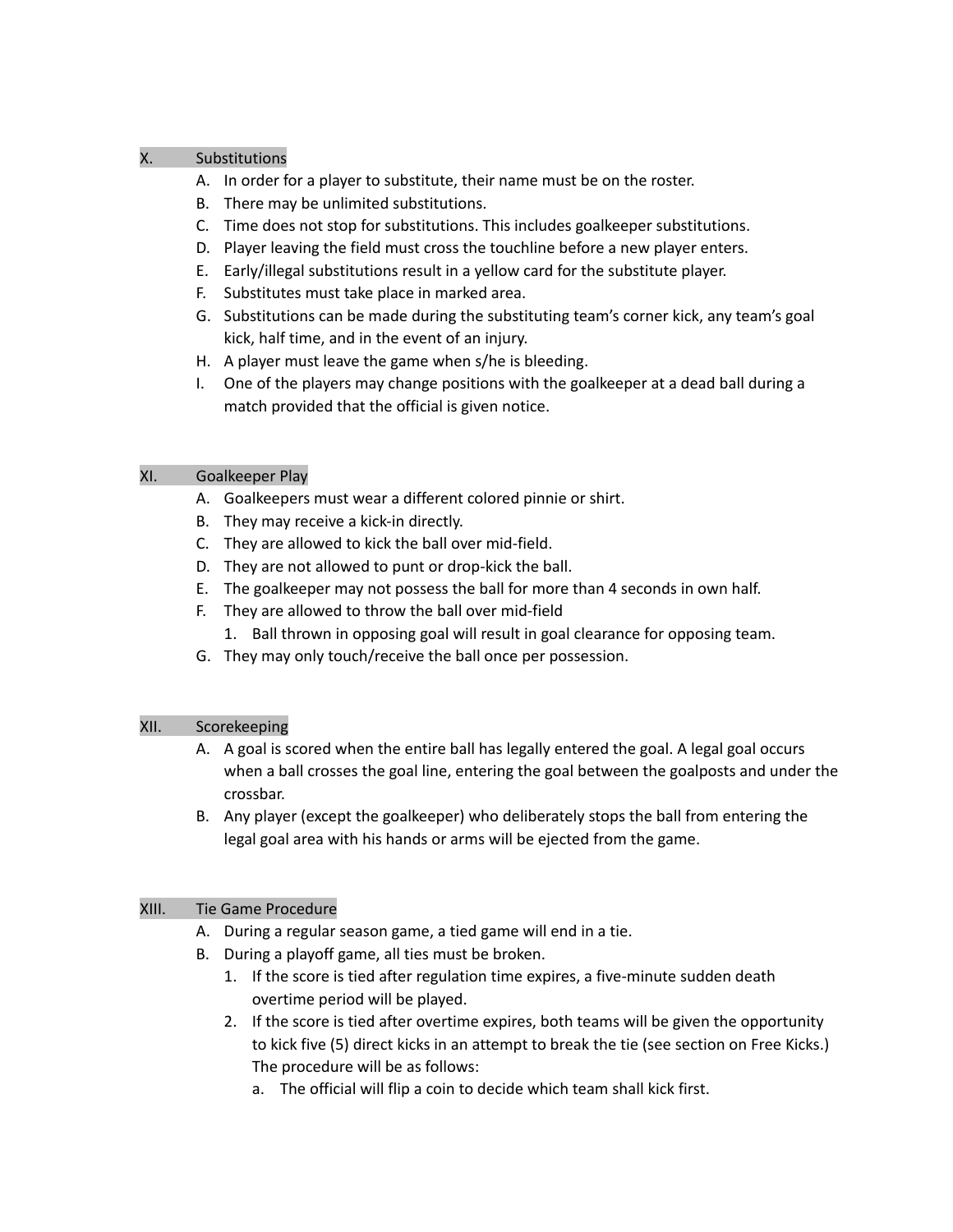## X. Substitutions

A. In order for a player to substitute, their name must be on the roster.
B. There may be unlimited substitutions.
C. Time does not stop for substitutions. This includes goalkeeper substitutions.
D. Player leaving the field must cross the touchline before a new player enters.
E. Early/illegal substitutions result in a yellow card for the substitute player.
F. Substitutes must take place in marked area.
G. Substitutions can be made during the substituting team's corner kick, any team's goal kick, half time, and in the event of an injury.
H. A player must leave the game when s/he is bleeding.
I. One of the players may change positions with the goalkeeper at a dead ball during a match provided that the official is given notice.

## XI. Goalkeeper Play

A. Goalkeepers must wear a different colored pinnie or shirt.
B. They may receive a kick-in directly.
C. They are allowed to kick the ball over mid-field.
D. They are not allowed to punt or drop-kick the ball.
E. The goalkeeper may not possess the ball for more than 4 seconds in own half.
F. They are allowed to throw the ball over mid-field
    1. Ball thrown in opposing goal will result in goal clearance for opposing team.
G. They may only touch/receive the ball once per possession.

## XII. Scorekeeping

A. A goal is scored when the entire ball has legally entered the goal. A legal goal occurs when a ball crosses the goal line, entering the goal between the goalposts and under the crossbar.
B. Any player (except the goalkeeper) who deliberately stops the ball from entering the legal goal area with his hands or arms will be ejected from the game.

## XIII. Tie Game Procedure

A. During a regular season game, a tied game will end in a tie.
B. During a playoff game, all ties must be broken.
    1. If the score is tied after regulation time expires, a five-minute sudden death overtime period will be played.
    2. If the score is tied after overtime expires, both teams will be given the opportunity to kick five (5) direct kicks in an attempt to break the tie (see section on Free Kicks.) The procedure will be as follows:
        a. The official will flip a coin to decide which team shall kick first.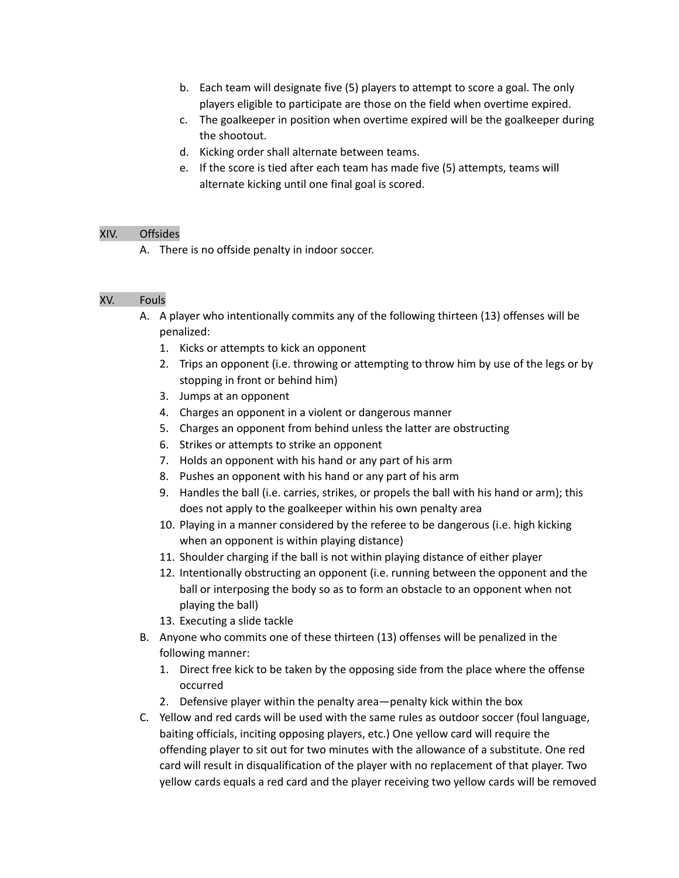b. Each team will designate five (5) players to attempt to score a goal. The only players eligible to participate are those on the field when overtime expired.
c. The goalkeeper in position when overtime expired will be the goalkeeper during the shootout.
d. Kicking order shall alternate between teams.
e. If the score is tied after each team has made five (5) attempts, teams will alternate kicking until one final goal is scored.

## XIV. Offsides

A. There is no offside penalty in indoor soccer.

## XV. Fouls

A. A player who intentionally commits any of the following thirteen (13) offenses will be penalized:
   1. Kicks or attempts to kick an opponent
   2. Trips an opponent (i.e. throwing or attempting to throw him by use of the legs or by stopping in front or behind him)
   3. Jumps at an opponent
   4. Charges an opponent in a violent or dangerous manner
   5. Charges an opponent from behind unless the latter are obstructing
   6. Strikes or attempts to strike an opponent
   7. Holds an opponent with his hand or any part of his arm
   8. Pushes an opponent with his hand or any part of his arm
   9. Handles the ball (i.e. carries, strikes, or propels the ball with his hand or arm); this does not apply to the goalkeeper within his own penalty area
   10. Playing in a manner considered by the referee to be dangerous (i.e. high kicking when an opponent is within playing distance)
   11. Shoulder charging if the ball is not within playing distance of either player
   12. Intentionally obstructing an opponent (i.e. running between the opponent and the ball or interposing the body so as to form an obstacle to an opponent when not playing the ball)
   13. Executing a slide tackle
B. Anyone who commits one of these thirteen (13) offenses will be penalized in the following manner:
   1. Direct free kick to be taken by the opposing side from the place where the offense occurred
   2. Defensive player within the penalty area—penalty kick within the box
C. Yellow and red cards will be used with the same rules as outdoor soccer (foul language, baiting officials, inciting opposing players, etc.) One yellow card will require the offending player to sit out for two minutes with the allowance of a substitute. One red card will result in disqualification of the player with no replacement of that player. Two yellow cards equals a red card and the player receiving two yellow cards will be removed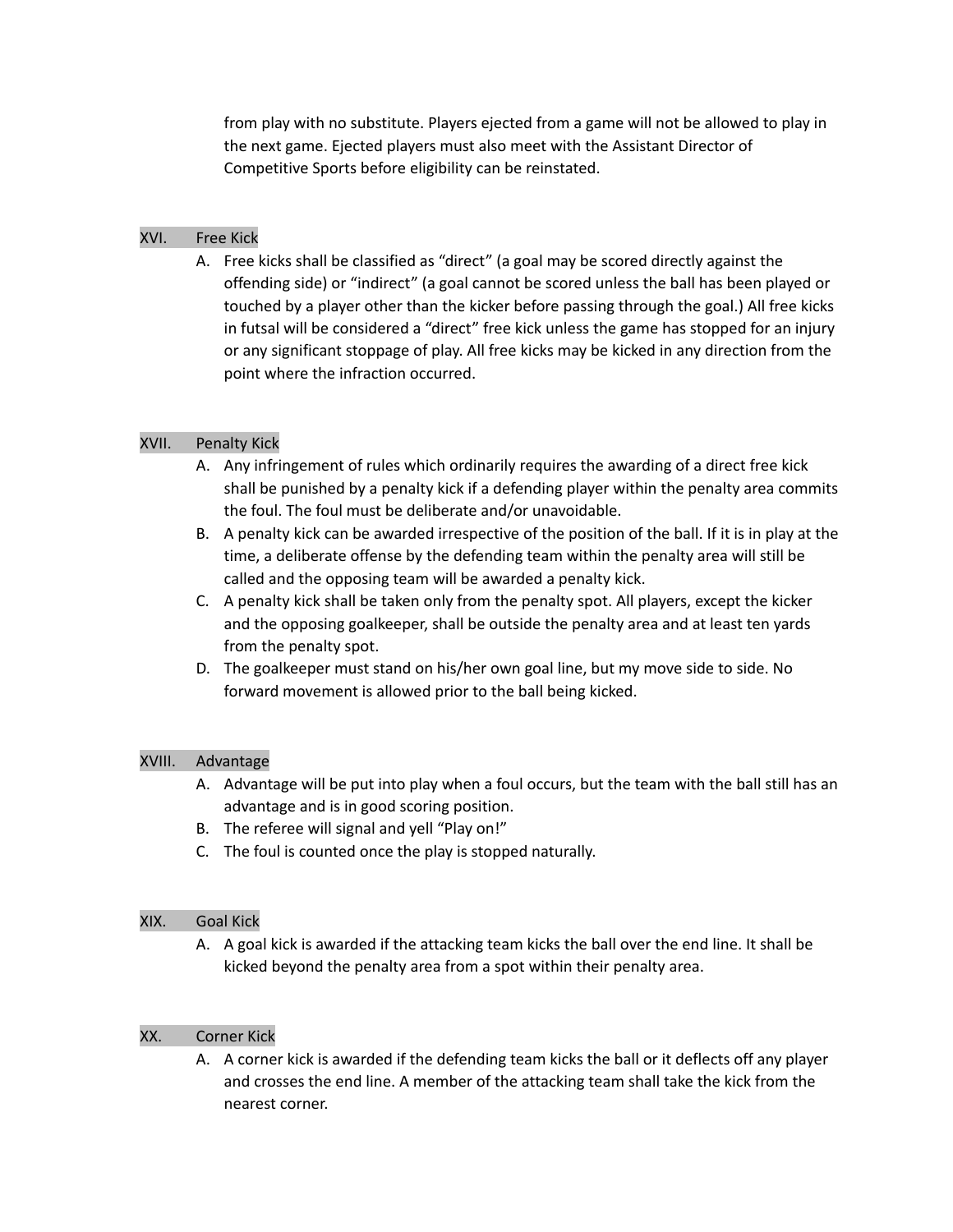from play with no substitute. Players ejected from a game will not be allowed to play in the next game. Ejected players must also meet with the Assistant Director of Competitive Sports before eligibility can be reinstated.

## XVI. Free Kick

A. Free kicks shall be classified as "direct" (a goal may be scored directly against the offending side) or "indirect" (a goal cannot be scored unless the ball has been played or touched by a player other than the kicker before passing through the goal.) All free kicks in futsal will be considered a "direct" free kick unless the game has stopped for an injury or any significant stoppage of play. All free kicks may be kicked in any direction from the point where the infraction occurred.

## XVII. Penalty Kick

A. Any infringement of rules which ordinarily requires the awarding of a direct free kick shall be punished by a penalty kick if a defending player within the penalty area commits the foul. The foul must be deliberate and/or unavoidable.
B. A penalty kick can be awarded irrespective of the position of the ball. If it is in play at the time, a deliberate offense by the defending team within the penalty area will still be called and the opposing team will be awarded a penalty kick.
C. A penalty kick shall be taken only from the penalty spot. All players, except the kicker and the opposing goalkeeper, shall be outside the penalty area and at least ten yards from the penalty spot.
D. The goalkeeper must stand on his/her own goal line, but my move side to side. No forward movement is allowed prior to the ball being kicked.

## XVIII. Advantage

A. Advantage will be put into play when a foul occurs, but the team with the ball still has an advantage and is in good scoring position.
B. The referee will signal and yell "Play on!"
C. The foul is counted once the play is stopped naturally.

## XIX. Goal Kick

A. A goal kick is awarded if the attacking team kicks the ball over the end line. It shall be kicked beyond the penalty area from a spot within their penalty area.

## XX. Corner Kick

A. A corner kick is awarded if the defending team kicks the ball or it deflects off any player and crosses the end line. A member of the attacking team shall take the kick from the nearest corner.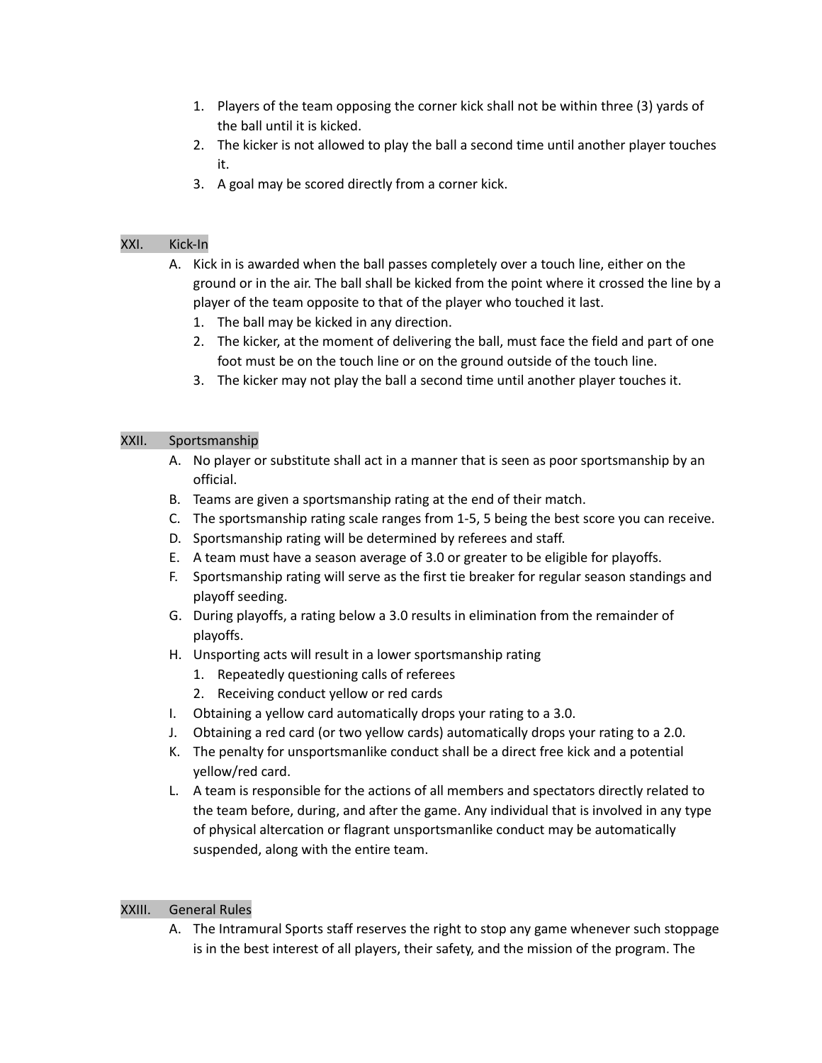1. Players of the team opposing the corner kick shall not be within three (3) yards of the ball until it is kicked.
2. The kicker is not allowed to play the ball a second time until another player touches it.
3. A goal may be scored directly from a corner kick.

## XXI. Kick-In

A. Kick in is awarded when the ball passes completely over a touch line, either on the ground or in the air. The ball shall be kicked from the point where it crossed the line by a player of the team opposite to that of the player who touched it last.
   1. The ball may be kicked in any direction.
   2. The kicker, at the moment of delivering the ball, must face the field and part of one foot must be on the touch line or on the ground outside of the touch line.
   3. The kicker may not play the ball a second time until another player touches it.

## XXII. Sportsmanship

A. No player or substitute shall act in a manner that is seen as poor sportsmanship by an official.
B. Teams are given a sportsmanship rating at the end of their match.
C. The sportsmanship rating scale ranges from 1-5, 5 being the best score you can receive.
D. Sportsmanship rating will be determined by referees and staff.
E. A team must have a season average of 3.0 or greater to be eligible for playoffs.
F. Sportsmanship rating will serve as the first tie breaker for regular season standings and playoff seeding.
G. During playoffs, a rating below a 3.0 results in elimination from the remainder of playoffs.
H. Unsporting acts will result in a lower sportsmanship rating
   1. Repeatedly questioning calls of referees
   2. Receiving conduct yellow or red cards
I. Obtaining a yellow card automatically drops your rating to a 3.0.
J. Obtaining a red card (or two yellow cards) automatically drops your rating to a 2.0.
K. The penalty for unsportsmanlike conduct shall be a direct free kick and a potential yellow/red card.
L. A team is responsible for the actions of all members and spectators directly related to the team before, during, and after the game. Any individual that is involved in any type of physical altercation or flagrant unsportsmanlike conduct may be automatically suspended, along with the entire team.

## XXIII. General Rules

A. The Intramural Sports staff reserves the right to stop any game whenever such stoppage is in the best interest of all players, their safety, and the mission of the program. The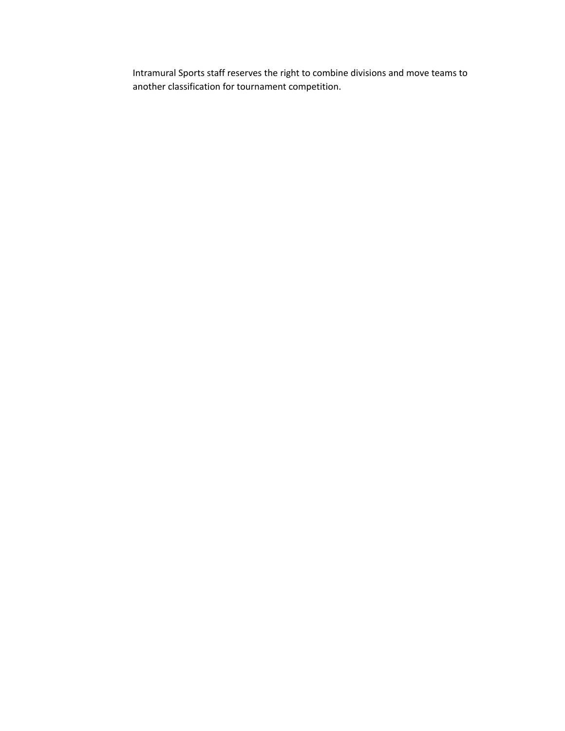Intramural Sports staff reserves the right to combine divisions and move teams to another classification for tournament competition.